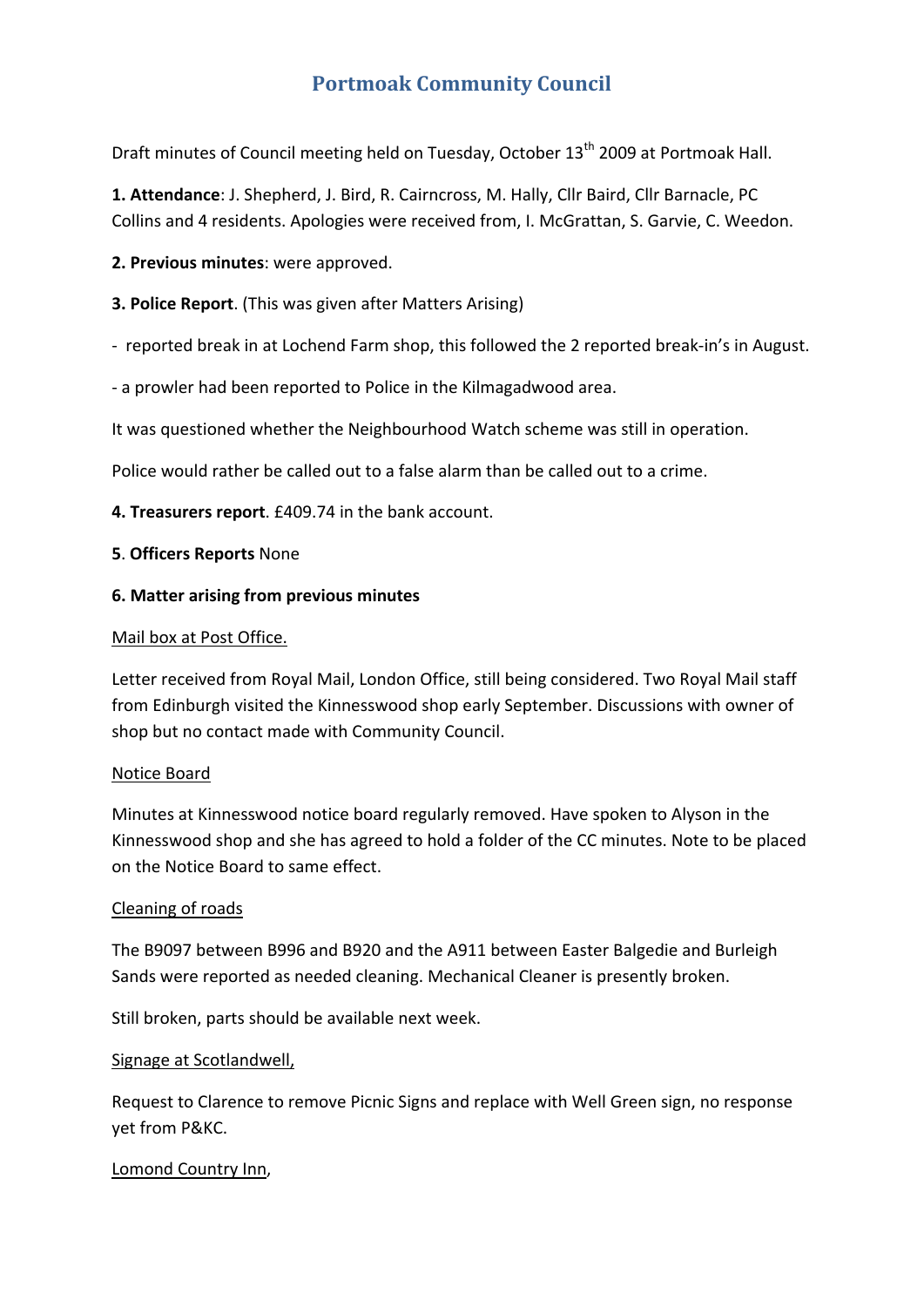# Portmoak Community Council

Draft minutes of Council meeting held on Tuesday, October 13th 2009 at Portmoak Hall.

**1. Attendance**: J. Shepherd, J. Bird, R. Cairncross, M. Hally, Cllr Baird, Cllr Barnacle, PC Collins and 4 residents. Apologies were received from, I. McGrattan, S. Garvie, C. Weedon.

**2. Previous minutes**: were approved.

**3. Police Report**. (This was given after Matters Arising)

- reported break in at Lochend Farm shop, this followed the 2 reported break-in's in August.
- a prowler had been reported to Police in the Kilmagadwood area.

It was questioned whether the Neighbourhood Watch scheme was still in operation.

Police would rather be called out to a false alarm than be called out to a crime.

**4. Treasurers report**. £409.74 in the bank account.

**5**. **Officers Reports** None

**6. Matter arising from previous minutes**

<u>Mail box at Post Office.</u>

Letter received from Royal Mail, London Office, still being considered. Two Royal Mail staff from Edinburgh visited the Kinnesswood shop early September. Discussions with owner of shop but no contact made with Community Council.

<u>Notice Board</u>

Minutes at Kinnesswood notice board regularly removed. Have spoken to Alyson in the Kinnesswood shop and she has agreed to hold a folder of the CC minutes. Note to be placed on the Notice Board to same effect.

<u>Cleaning of roads</u>

The B9097 between B996 and B920 and the A911 between Easter Balgedie and Burleigh Sands were reported as needed cleaning. Mechanical Cleaner is presently broken.

Still broken, parts should be available next week.

<u>Signage at Scotlandwell,</u>

Request to Clarence to remove Picnic Signs and replace with Well Green sign, no response yet from P&KC.

<u>Lomond Country Inn</u>,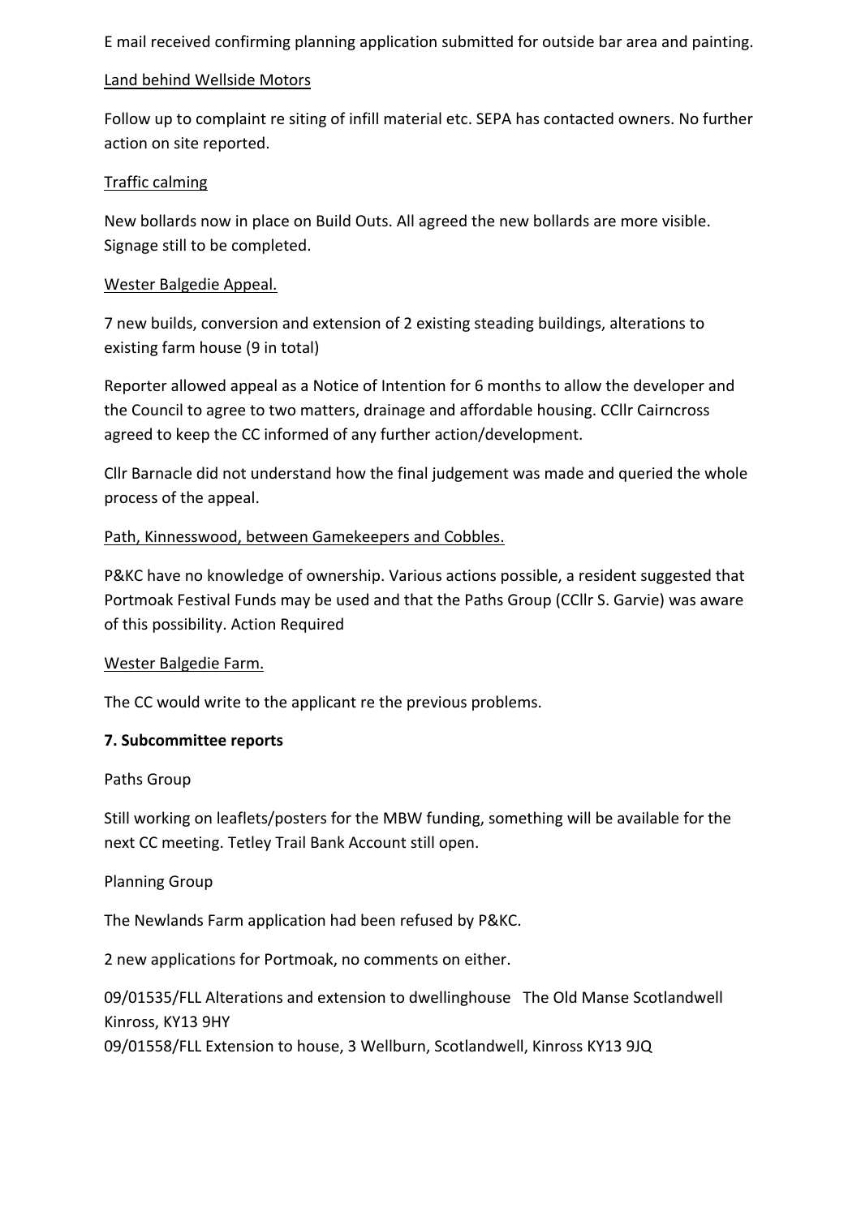E mail received confirming planning application submitted for outside bar area and painting.

Land behind Wellside Motors

Follow up to complaint re siting of infill material etc. SEPA has contacted owners. No further action on site reported.

Traffic calming

New bollards now in place on Build Outs. All agreed the new bollards are more visible. Signage still to be completed.

Wester Balgedie Appeal.

7 new builds, conversion and extension of 2 existing steading buildings, alterations to existing farm house (9 in total)

Reporter allowed appeal as a Notice of Intention for 6 months to allow the developer and the Council to agree to two matters, drainage and affordable housing. CCllr Cairncross agreed to keep the CC informed of any further action/development.

Cllr Barnacle did not understand how the final judgement was made and queried the whole process of the appeal.

Path, Kinnesswood, between Gamekeepers and Cobbles.

P&KC have no knowledge of ownership. Various actions possible, a resident suggested that Portmoak Festival Funds may be used and that the Paths Group (CCllr S. Garvie) was aware of this possibility. Action Required

Wester Balgedie Farm.

The CC would write to the applicant re the previous problems.

**7. Subcommittee reports**

Paths Group

Still working on leaflets/posters for the MBW funding, something will be available for the next CC meeting. Tetley Trail Bank Account still open.

Planning Group

The Newlands Farm application had been refused by P&KC.

2 new applications for Portmoak, no comments on either.

09/01535/FLL Alterations and extension to dwellinghouse The Old Manse Scotlandwell Kinross, KY13 9HY
09/01558/FLL Extension to house, 3 Wellburn, Scotlandwell, Kinross KY13 9JQ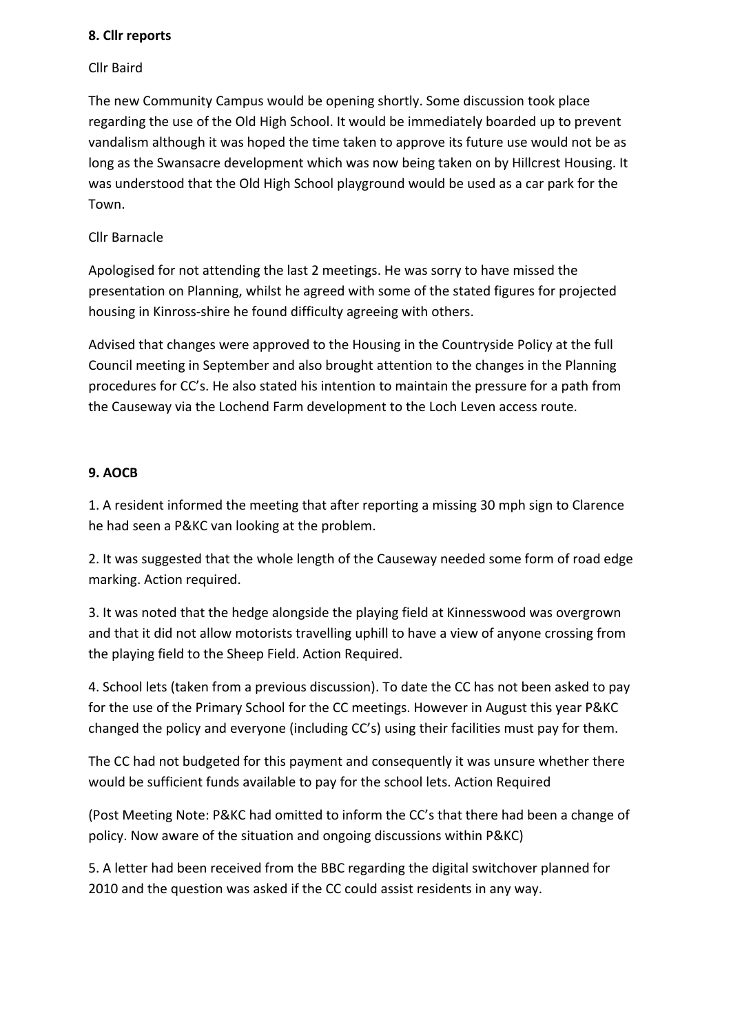**8. Cllr reports**

Cllr Baird

The new Community Campus would be opening shortly. Some discussion took place regarding the use of the Old High School. It would be immediately boarded up to prevent vandalism although it was hoped the time taken to approve its future use would not be as long as the Swansacre development which was now being taken on by Hillcrest Housing. It was understood that the Old High School playground would be used as a car park for the Town.

Cllr Barnacle

Apologised for not attending the last 2 meetings. He was sorry to have missed the presentation on Planning, whilst he agreed with some of the stated figures for projected housing in Kinross-shire he found difficulty agreeing with others.

Advised that changes were approved to the Housing in the Countryside Policy at the full Council meeting in September and also brought attention to the changes in the Planning procedures for CC's. He also stated his intention to maintain the pressure for a path from the Causeway via the Lochend Farm development to the Loch Leven access route.

**9. AOCB**

1. A resident informed the meeting that after reporting a missing 30 mph sign to Clarence he had seen a P&KC van looking at the problem.

2. It was suggested that the whole length of the Causeway needed some form of road edge marking. Action required.

3. It was noted that the hedge alongside the playing field at Kinnesswood was overgrown and that it did not allow motorists travelling uphill to have a view of anyone crossing from the playing field to the Sheep Field. Action Required.

4. School lets (taken from a previous discussion). To date the CC has not been asked to pay for the use of the Primary School for the CC meetings. However in August this year P&KC changed the policy and everyone (including CC's) using their facilities must pay for them.

The CC had not budgeted for this payment and consequently it was unsure whether there would be sufficient funds available to pay for the school lets. Action Required

(Post Meeting Note: P&KC had omitted to inform the CC's that there had been a change of policy. Now aware of the situation and ongoing discussions within P&KC)

5. A letter had been received from the BBC regarding the digital switchover planned for 2010 and the question was asked if the CC could assist residents in any way.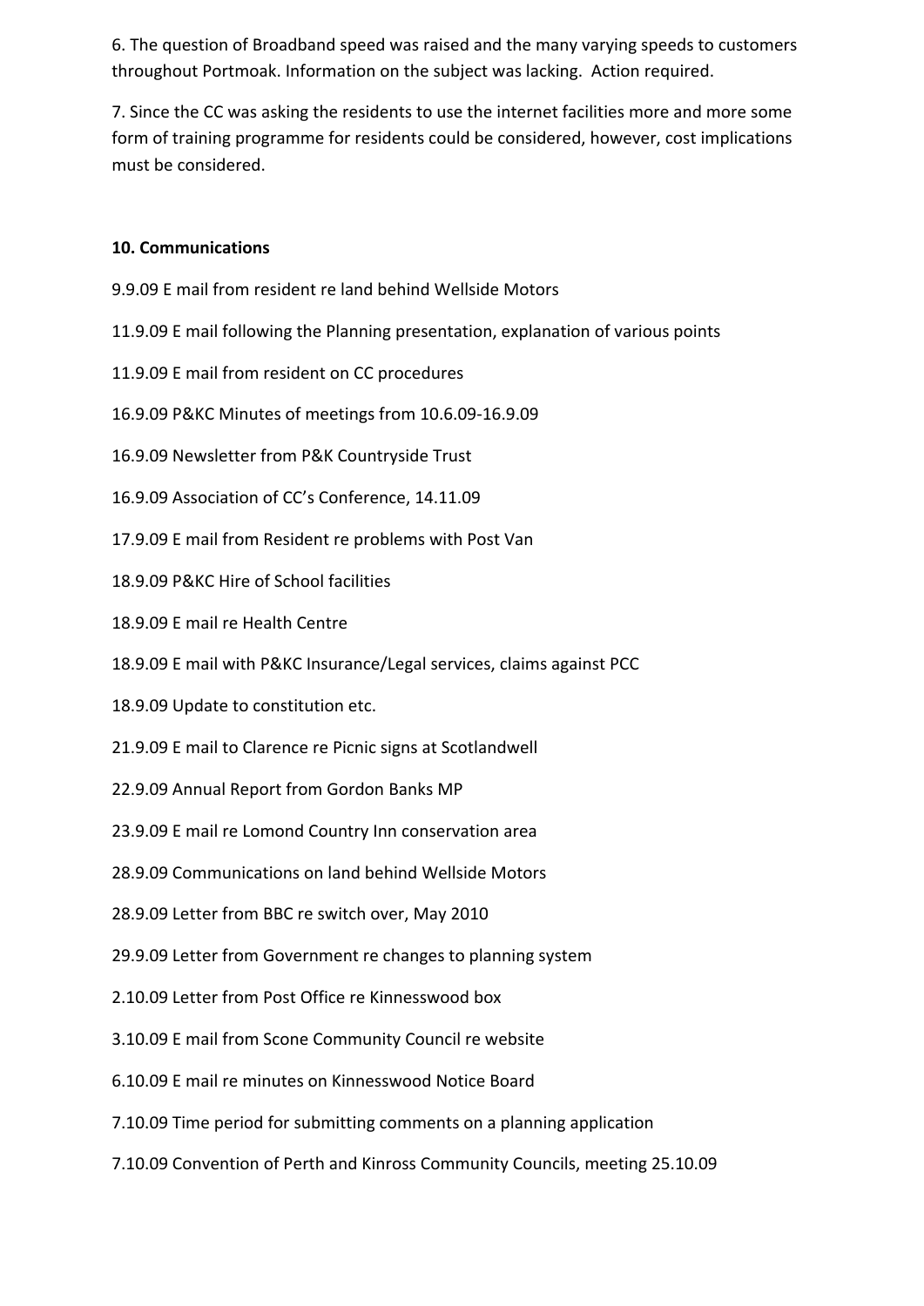6. The question of Broadband speed was raised and the many varying speeds to customers throughout Portmoak. Information on the subject was lacking. Action required.

7. Since the CC was asking the residents to use the internet facilities more and more some form of training programme for residents could be considered, however, cost implications must be considered.

**10. Communications**

9.9.09 E mail from resident re land behind Wellside Motors

11.9.09 E mail following the Planning presentation, explanation of various points

11.9.09 E mail from resident on CC procedures

16.9.09 P&KC Minutes of meetings from 10.6.09-16.9.09

16.9.09 Newsletter from P&K Countryside Trust

16.9.09 Association of CC's Conference, 14.11.09

17.9.09 E mail from Resident re problems with Post Van

18.9.09 P&KC Hire of School facilities

18.9.09 E mail re Health Centre

18.9.09 E mail with P&KC Insurance/Legal services, claims against PCC

18.9.09 Update to constitution etc.

21.9.09 E mail to Clarence re Picnic signs at Scotlandwell

22.9.09 Annual Report from Gordon Banks MP

23.9.09 E mail re Lomond Country Inn conservation area

28.9.09 Communications on land behind Wellside Motors

28.9.09 Letter from BBC re switch over, May 2010

29.9.09 Letter from Government re changes to planning system

2.10.09 Letter from Post Office re Kinnesswood box

3.10.09 E mail from Scone Community Council re website

6.10.09 E mail re minutes on Kinnesswood Notice Board

7.10.09 Time period for submitting comments on a planning application

7.10.09 Convention of Perth and Kinross Community Councils, meeting 25.10.09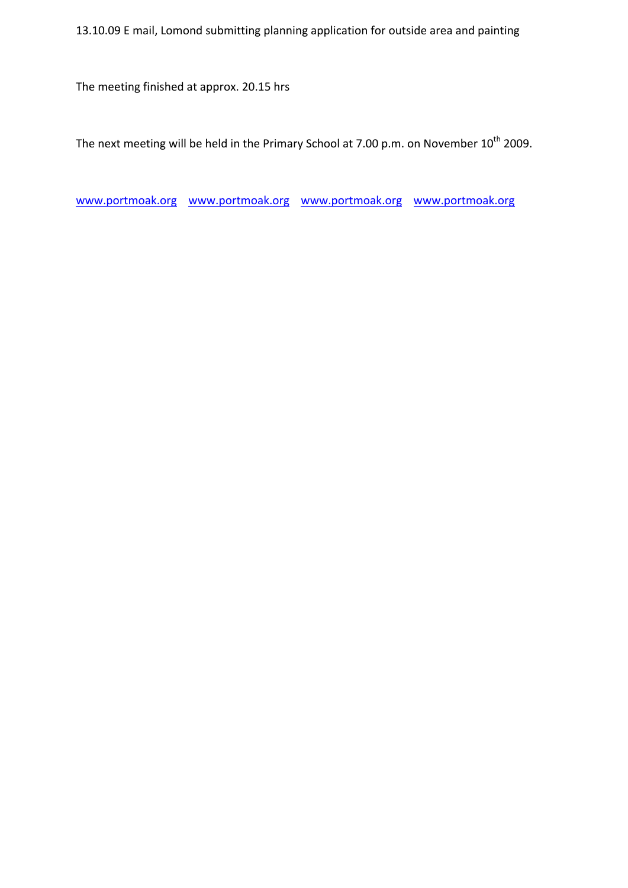13.10.09 E mail, Lomond submitting planning application for outside area and painting

The meeting finished at approx. 20.15 hrs

The next meeting will be held in the Primary School at 7.00 p.m. on November 10th 2009.

www.portmoak.org www.portmoak.org www.portmoak.org www.portmoak.org